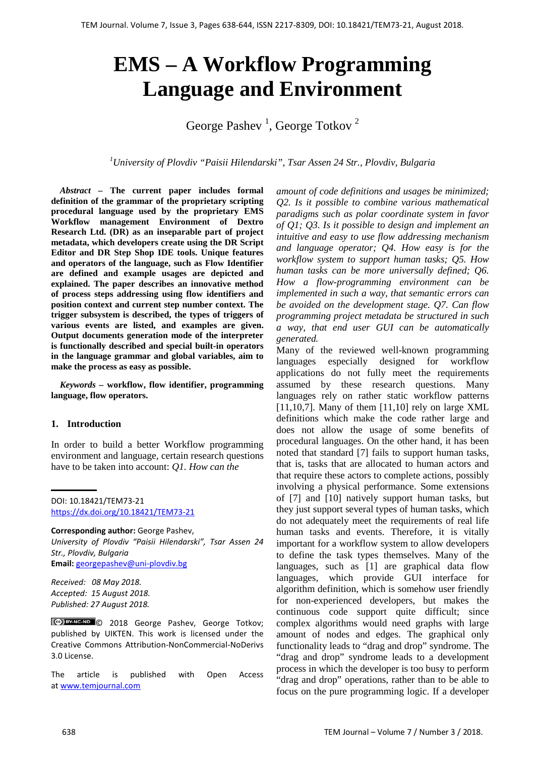# EMS – A Workflow Programming Language and Environment

George Pashev [1], George Totkov [2]

[1]University of Plovdiv "Paisii Hilendarski", Tsar Assen 24 Str., Plovdiv, Bulgaria

***Abstract* – The current paper includes formal definition of the grammar of the proprietary scripting procedural language used by the proprietary EMS Workflow management Environment of Dextro Research Ltd. (DR) as an inseparable part of project metadata, which developers create using the DR Script Editor and DR Step Shop IDE tools. Unique features and operators of the language, such as Flow Identifier are defined and example usages are depicted and explained. The paper describes an innovative method of process steps addressing using flow identifiers and position context and current step number context. The trigger subsystem is described, the types of triggers of various events are listed, and examples are given. Output documents generation mode of the interpreter is functionally described and special built-in operators in the language grammar and global variables, aim to make the process as easy as possible.**

***Keywords* – workflow, flow identifier, programming language, flow operators.**

DOI: 10.18421/TEM73-21
https://dx.doi.org/10.18421/TEM73-21

**Corresponding author:** George Pashev,
*University of Plovdiv "Paisii Hilendarski", Tsar Assen 24 Str., Plovdiv, Bulgaria*
**Email:** georgepashev@uni-plovdiv.bg

*Received: 08 May 2018.*
*Accepted: 15 August 2018.*
*Published: 27 August 2018.*

© 2018 George Pashev, George Totkov; published by UIKTEN. This work is licensed under the Creative Commons Attribution-NonCommercial-NoDerivs 3.0 License.

The article is published with Open Access at www.temjournal.com

## 1. Introduction

In order to build a better Workflow programming environment and language, certain research questions have to be taken into account: *Q1. How can the amount of code definitions and usages be minimized; Q2. Is it possible to combine various mathematical paradigms such as polar coordinate system in favor of Q1; Q3. Is it possible to design and implement an intuitive and easy to use flow addressing mechanism and language operator; Q4. How easy is for the workflow system to support human tasks; Q5. How human tasks can be more universally defined; Q6. How a flow-programming environment can be implemented in such a way, that semantic errors can be avoided on the development stage. Q7. Can flow programming project metadata be structured in such a way, that end user GUI can be automatically generated.*

Many of the reviewed well-known programming languages especially designed for workflow applications do not fully meet the requirements assumed by these research questions. Many languages rely on rather static workflow patterns [11,10,7]. Many of them [11,10] rely on large XML definitions which make the code rather large and does not allow the usage of some benefits of procedural languages. On the other hand, it has been noted that standard [7] fails to support human tasks, that is, tasks that are allocated to human actors and that require these actors to complete actions, possibly involving a physical performance. Some extensions of [7] and [10] natively support human tasks, but they just support several types of human tasks, which do not adequately meet the requirements of real life human tasks and events. Therefore, it is vitally important for a workflow system to allow developers to define the task types themselves. Many of the languages, such as [1] are graphical data flow languages, which provide GUI interface for algorithm definition, which is somehow user friendly for non-experienced developers, but makes the continuous code support quite difficult; since complex algorithms would need graphs with large amount of nodes and edges. The graphical only functionality leads to "drag and drop" syndrome. The "drag and drop" syndrome leads to a development process in which the developer is too busy to perform "drag and drop" operations, rather than to be able to focus on the pure programming logic. If a developer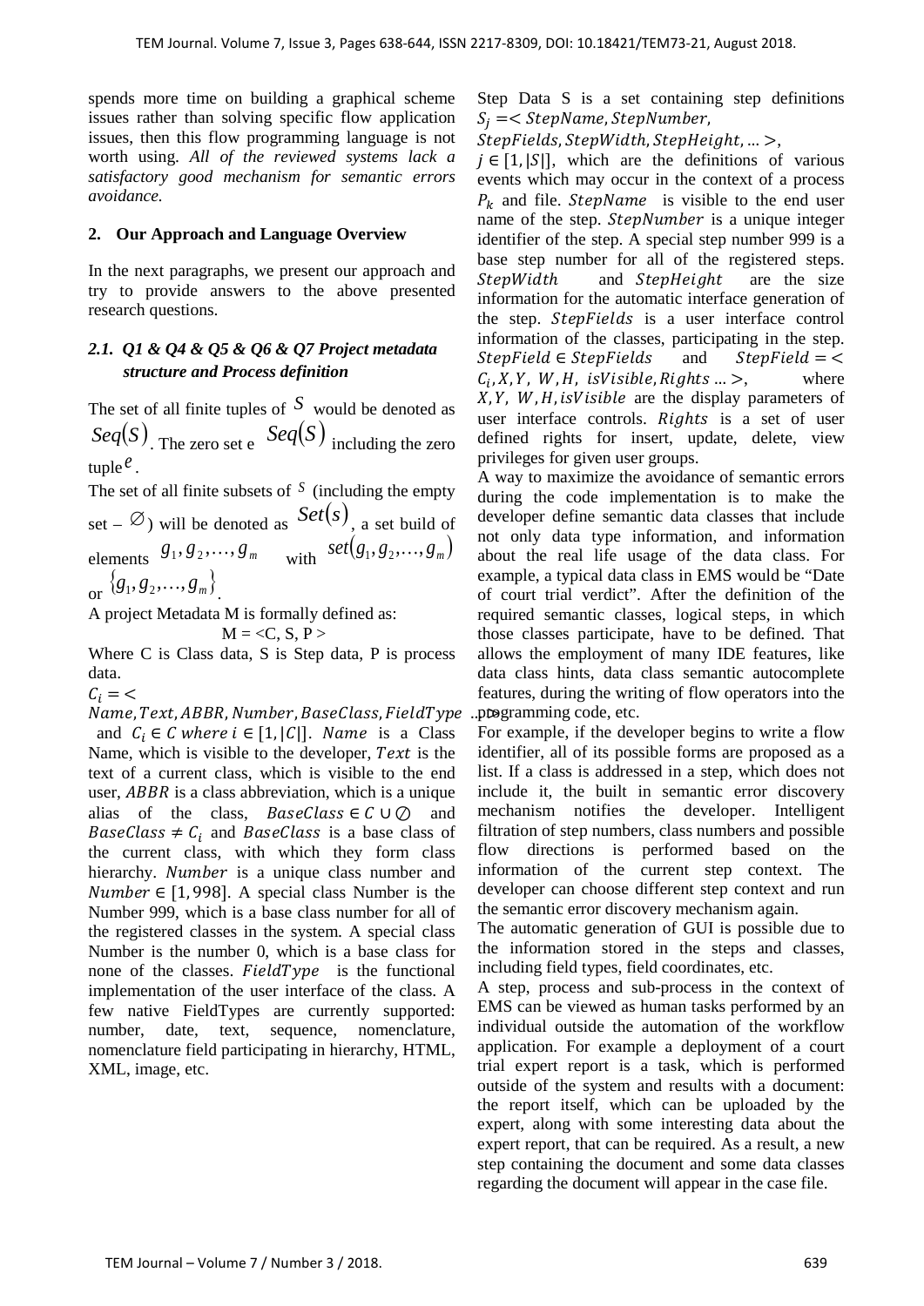spends more time on building a graphical scheme issues rather than solving specific flow application issues, then this flow programming language is not worth using. *All of the reviewed systems lack a satisfactory good mechanism for semantic errors avoidance.*

## 2. Our Approach and Language Overview

In the next paragraphs, we present our approach and try to provide answers to the above presented research questions.

### *2.1. Q1 & Q4 & Q5 & Q6 & Q7 Project metadata structure and Process definition*

The set of all finite tuples of $S$ would be denoted as $Seq(S)$. The zero set e $Seq(S)$ including the zero tuple $e$.

The set of all finite subsets of $S$ (including the empty set – $\varnothing$) will be denoted as $Set(s)$, a set build of elements $g_1, g_2, \ldots, g_m$ with $set(g_1, g_2, \ldots, g_m)$ or $\{g_1, g_2, \ldots, g_m\}$.

A project Metadata M is formally defined as:

$$M = \langle C, S, P \rangle$$

Where C is Class data, S is Step data, P is process data.

$C_i = \langle Name, Text, ABBR, Number, BaseClass, FieldType \ldots \rangle$ and $C_i \in C$ where $i \in [1, |C|]$. $Name$ is a Class Name, which is visible to the developer, $Text$ is the text of a current class, which is visible to the end user, $ABBR$ is a class abbreviation, which is a unique alias of the class, $BaseClass \in C \cup \varnothing$ and $BaseClass \neq C_i$ and $BaseClass$ is a base class of the current class, with which they form class hierarchy. $Number$ is a unique class number and $Number \in [1, 998]$. A special class Number is the Number 999, which is a base class number for all of the registered classes in the system. A special class Number is the number 0, which is a base class for none of the classes. $FieldType$ is the functional implementation of the user interface of the class. A few native FieldTypes are currently supported: number, date, text, sequence, nomenclature, nomenclature field participating in hierarchy, HTML, XML, image, etc.

Step Data S is a set containing step definitions $S_j = \langle StepName, StepNumber, StepFields, StepWidth, StepHeight, \ldots \rangle$, $j \in [1, |S|]$, which are the definitions of various events which may occur in the context of a process $P_k$ and file. $StepName$ is visible to the end user name of the step. $StepNumber$ is a unique integer identifier of the step. A special step number 999 is a base step number for all of the registered steps. $StepWidth$ and $StepHeight$ are the size information for the automatic interface generation of the step. $StepFields$ is a user interface control information of the classes, participating in the step. $StepField \in StepFields$ and $StepField = \langle C_i, X, Y, W, H, isVisible, Rights \ldots \rangle$, where $X, Y, W, H, isVisible$ are the display parameters of user interface controls. $Rights$ is a set of user defined rights for insert, update, delete, view privileges for given user groups.

A way to maximize the avoidance of semantic errors during the code implementation is to make the developer define semantic data classes that include not only data type information, and information about the real life usage of the data class. For example, a typical data class in EMS would be "Date of court trial verdict". After the definition of the required semantic classes, logical steps, in which those classes participate, have to be defined. That allows the employment of many IDE features, like data class hints, data class semantic autocomplete features, during the writing of flow operators into the programming code, etc.

For example, if the developer begins to write a flow identifier, all of its possible forms are proposed as a list. If a class is addressed in a step, which does not include it, the built in semantic error discovery mechanism notifies the developer. Intelligent filtration of step numbers, class numbers and possible flow directions is performed based on the information of the current step context. The developer can choose different step context and run the semantic error discovery mechanism again.

The automatic generation of GUI is possible due to the information stored in the steps and classes, including field types, field coordinates, etc.

A step, process and sub-process in the context of EMS can be viewed as human tasks performed by an individual outside the automation of the workflow application. For example a deployment of a court trial expert report is a task, which is performed outside of the system and results with a document: the report itself, which can be uploaded by the expert, along with some interesting data about the expert report, that can be required. As a result, a new step containing the document and some data classes regarding the document will appear in the case file.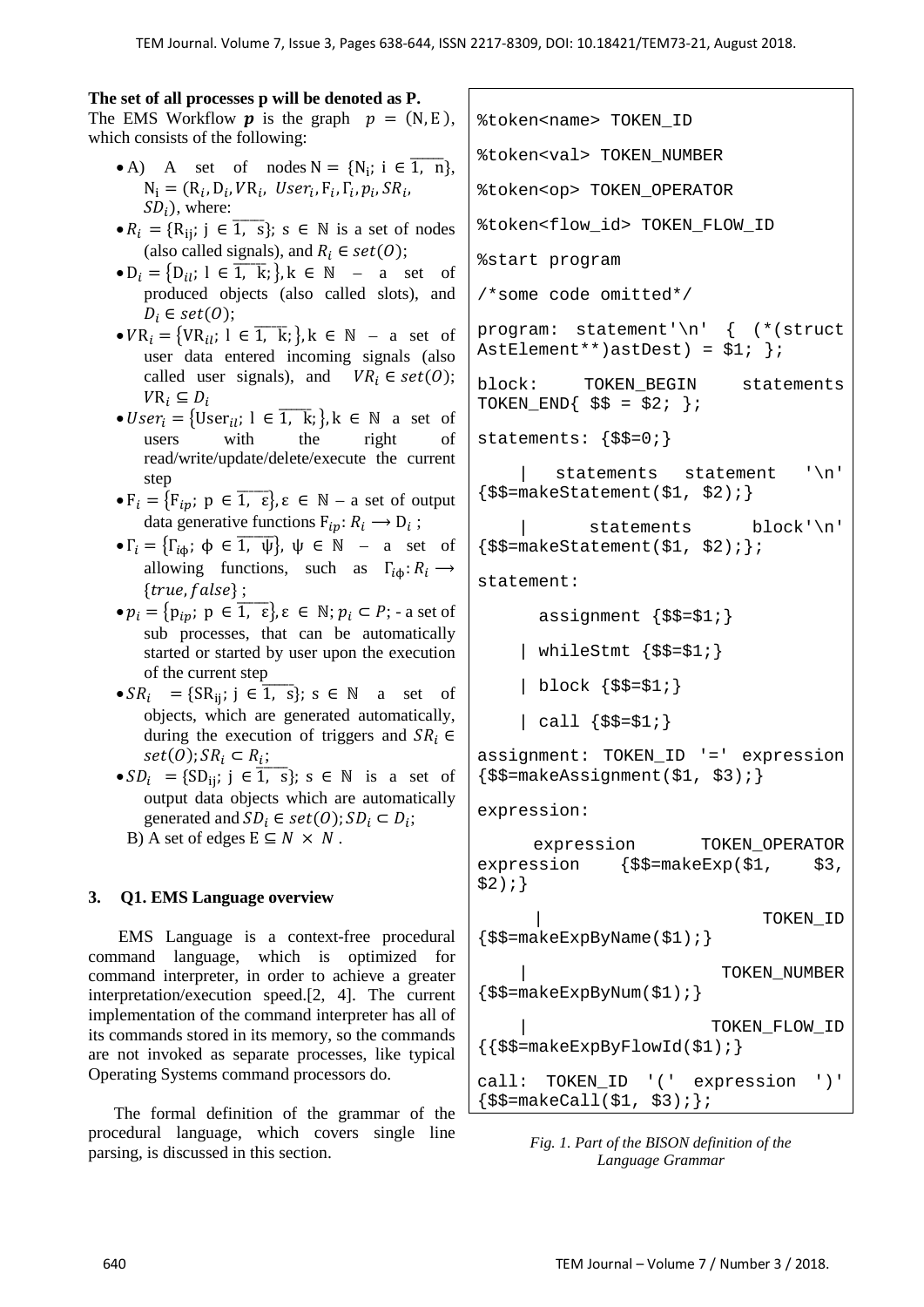**The set of all processes p will be denoted as P.**

The EMS Workflow $\boldsymbol{p}$ is the graph $p = (N, E)$, which consists of the following:

- A) A set of nodes $N = \{N_i;\ i \in \overline{1,\ n}\}$, $N_i = (R_i, D_i, VR_i,\ User_i, F_i, \Gamma_i, p_i, SR_i, SD_i)$, where:
- $R_i = \{R_{ij};\ j \in \overline{1,\ s}\}$; $s \in \mathbb{N}$ is a set of nodes (also called signals), and $R_i \in set(O)$;
- $D_i = \{D_{il};\ l \in \overline{1,\ k};\}, k \in \mathbb{N}$ – a set of produced objects (also called slots), and $D_i \in set(O)$;
- $VR_i = \{VR_{il};\ l \in \overline{1,\ k};\}, k \in \mathbb{N}$ – a set of user data entered incoming signals (also called user signals), and $VR_i \in set(O)$; $VR_i \subseteq D_i$
- $User_i = \{User_{il};\ l \in \overline{1,\ k};\}, k \in \mathbb{N}$ a set of users with the right of read/write/update/delete/execute the current step
- $F_i = \{F_{ip};\ p \in \overline{1,\ \varepsilon}\}, \varepsilon \in \mathbb{N}$ – a set of output data generative functions $F_{ip}: R_i \longrightarrow D_i$ ;
- $\Gamma_i = \{\Gamma_{i\phi};\ \phi \in \overline{1,\ \psi}\}, \psi \in \mathbb{N}$ – a set of allowing functions, such as $\Gamma_{i\phi}: R_i \longrightarrow \{true, false\}$ ;
- $p_i = \{p_{ip};\ p \in \overline{1,\ \varepsilon}\}, \varepsilon \in \mathbb{N}; p_i \subset P$; - a set of sub processes, that can be automatically started or started by user upon the execution of the current step
- $SR_i = \{SR_{ij};\ j \in \overline{1,\ s}\}$; $s \in \mathbb{N}$ a set of objects, which are generated automatically, during the execution of triggers and $SR_i \in set(O); SR_i \subset R_i$;
- $SD_i = \{SD_{ij};\ j \in \overline{1,\ s}\}$; $s \in \mathbb{N}$ is a set of output data objects which are automatically generated and $SD_i \in set(O); SD_i \subset D_i$;

B) A set of edges $E \subseteq N \times N$ .

## 3. Q1. EMS Language overview

EMS Language is a context-free procedural command language, which is optimized for command interpreter, in order to achieve a greater interpretation/execution speed.[2, 4]. The current implementation of the command interpreter has all of its commands stored in its memory, so the commands are not invoked as separate processes, like typical Operating Systems command processors do.

The formal definition of the grammar of the procedural language, which covers single line parsing, is discussed in this section.

```
%token<name> TOKEN_ID

%token<val> TOKEN_NUMBER

%token<op> TOKEN_OPERATOR

%token<flow_id> TOKEN_FLOW_ID

%start program

/*some code omitted*/

program: statement'\n' { (*(struct AstElement**)astDest) = $1; };

block:    TOKEN_BEGIN    statements TOKEN_END{ $$ = $2; };

statements: {$$=0;}

    |  statements  statement  '\n' {$$=makeStatement($1, $2);}

    |     statements     block'\n' {$$=makeStatement($1, $2);};

statement:

      assignment {$$=$1;}

    | whileStmt {$$=$1;}

    | block {$$=$1;}

    | call {$$=$1;}

assignment: TOKEN_ID '=' expression {$$=makeAssignment($1, $3);}

expression:

     expression      TOKEN_OPERATOR expression    {$$=makeExp($1,    $3, $2);}

    |                      TOKEN_ID {$$=makeExpByName($1);}

    |                  TOKEN_NUMBER {$$=makeExpByNum($1);}

    |                 TOKEN_FLOW_ID {{$$=makeExpByFlowId($1);}

call: TOKEN_ID '(' expression ')' {$$=makeCall($1, $3);};
```

*Fig. 1. Part of the BISON definition of the Language Grammar*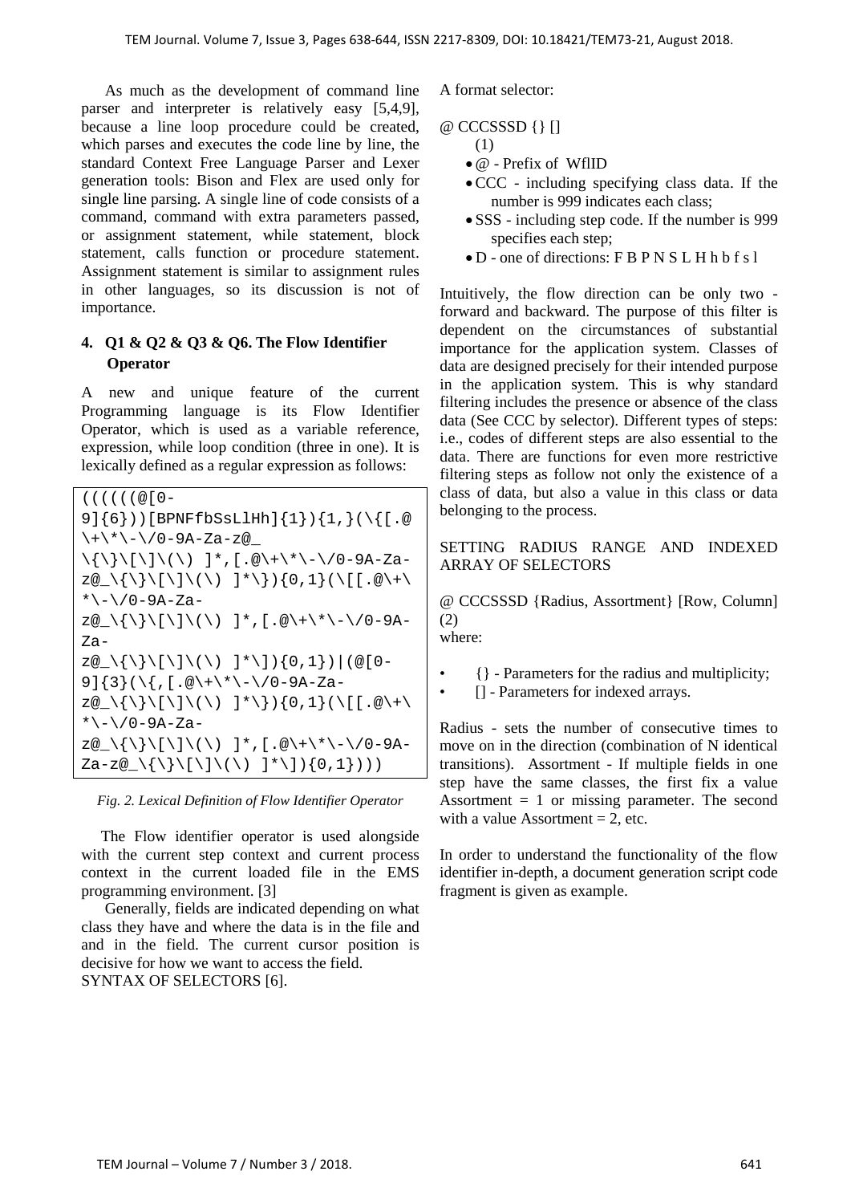As much as the development of command line parser and interpreter is relatively easy [5,4,9], because a line loop procedure could be created, which parses and executes the code line by line, the standard Context Free Language Parser and Lexer generation tools: Bison and Flex are used only for single line parsing. A single line of code consists of a command, command with extra parameters passed, or assignment statement, while statement, block statement, calls function or procedure statement. Assignment statement is similar to assignment rules in other languages, so its discussion is not of importance.

## 4. Q1 & Q2 & Q3 & Q6. The Flow Identifier Operator

A new and unique feature of the current Programming language is its Flow Identifier Operator, which is used as a variable reference, expression, while loop condition (three in one). It is lexically defined as a regular expression as follows:

```
((((((@[0-9]{6}))[BPNFfbSsLlHh]{1}){1,}(\{[.@\+\*\-\/0-9A-Za-z@_\{\}\[\]\(\) ]*,[.@\+\*\-\/0-9A-Za-z@_\{\}\[\]\(\) ]*\}){0,1}(\[[.@\+\*\-\/0-9A-Za-z@_\{\}\[\]\(\) ]*,[.@\+\*\-\/0-9A-Za-z@_\{\}\[\]\(\) ]*\]){0,1})|(@[0-9]{3}(\{,[.@\+\*\-\/0-9A-Za-z@_\{\}\[\]\(\) ]*\}){0,1}(\[[.@\+\*\-\/0-9A-Za-z@_\{\}\[\]\(\) ]*,[.@\+\*\-\/0-9A-Za-z@_\{\}\[\]\(\) ]*\]){0,1})))
```

*Fig. 2. Lexical Definition of Flow Identifier Operator*

The Flow identifier operator is used alongside with the current step context and current process context in the current loaded file in the EMS programming environment. [3]

Generally, fields are indicated depending on what class they have and where the data is in the file and and in the field. The current cursor position is decisive for how we want to access the field.

SYNTAX OF SELECTORS [6].

A format selector:

@ CCCSSSD {} [] (1)

- @ - Prefix of WflID
- CCC - including specifying class data. If the number is 999 indicates each class;
- SSS - including step code. If the number is 999 specifies each step;
- D - one of directions: F B P N S L H h b f s l

Intuitively, the flow direction can be only two - forward and backward. The purpose of this filter is dependent on the circumstances of substantial importance for the application system. Classes of data are designed precisely for their intended purpose in the application system. This is why standard filtering includes the presence or absence of the class data (See CCC by selector). Different types of steps: i.e., codes of different steps are also essential to the data. There are functions for even more restrictive filtering steps as follow not only the existence of a class of data, but also a value in this class or data belonging to the process.

SETTING RADIUS RANGE AND INDEXED ARRAY OF SELECTORS

@ CCCSSSD {Radius, Assortment} [Row, Column] (2)

where:

- {} - Parameters for the radius and multiplicity;
- [] - Parameters for indexed arrays.

Radius - sets the number of consecutive times to move on in the direction (combination of N identical transitions). Assortment - If multiple fields in one step have the same classes, the first fix a value Assortment = 1 or missing parameter. The second with a value Assortment = 2, etc.

In order to understand the functionality of the flow identifier in-depth, a document generation script code fragment is given as example.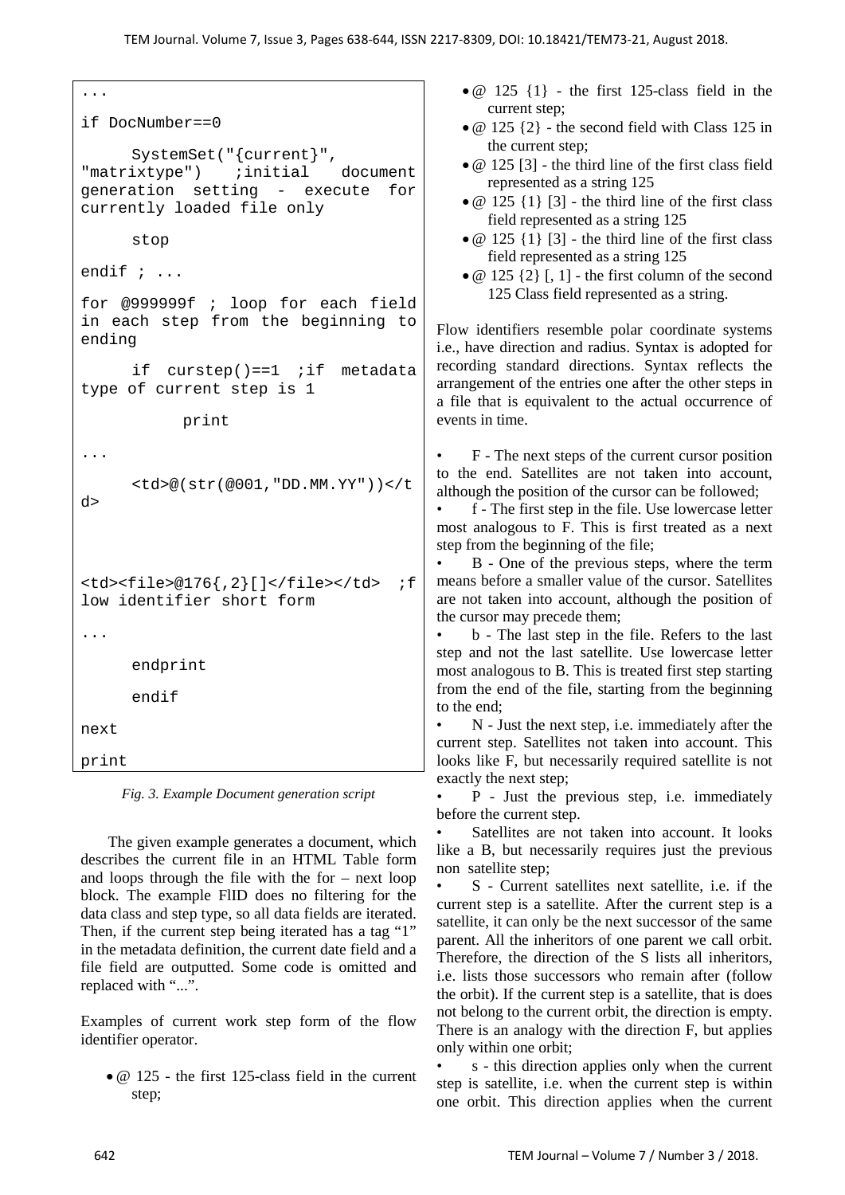```
...
if DocNumber==0
      SystemSet("{current}", "matrixtype")   ;initial document generation setting - execute for currently loaded file only
      stop
endif ; ...
for @999999f ; loop for each field in each step from the beginning to ending
      if curstep()==1 ;if metadata type of current step is 1
            print
...
      <td>@(str(@001,"DD.MM.YY"))</td>

<td><file>@176{,2}[]</file></td>  ;flow identifier short form
...
      endprint
      endif
next
print
```

*Fig. 3. Example Document generation script*

The given example generates a document, which describes the current file in an HTML Table form and loops through the file with the for – next loop block. The example FlID does no filtering for the data class and step type, so all data fields are iterated. Then, if the current step being iterated has a tag "1" in the metadata definition, the current date field and a file field are outputted. Some code is omitted and replaced with "...".

Examples of current work step form of the flow identifier operator.

- @ 125 - the first 125-class field in the current step;
- @ 125 {1} - the first 125-class field in the current step;
- @ 125 {2} - the second field with Class 125 in the current step;
- @ 125 [3] - the third line of the first class field represented as a string 125
- @ 125 {1} [3] - the third line of the first class field represented as a string 125
- @ 125 {1} [3] - the third line of the first class field represented as a string 125
- @ 125 {2} [, 1] - the first column of the second 125 Class field represented as a string.

Flow identifiers resemble polar coordinate systems i.e., have direction and radius. Syntax is adopted for recording standard directions. Syntax reflects the arrangement of the entries one after the other steps in a file that is equivalent to the actual occurrence of events in time.

- F - The next steps of the current cursor position to the end. Satellites are not taken into account, although the position of the cursor can be followed;
- f - The first step in the file. Use lowercase letter most analogous to F. This is first treated as a next step from the beginning of the file;
- B - One of the previous steps, where the term means before a smaller value of the cursor. Satellites are not taken into account, although the position of the cursor may precede them;
- b - The last step in the file. Refers to the last step and not the last satellite. Use lowercase letter most analogous to B. This is treated first step starting from the end of the file, starting from the beginning to the end;
- N - Just the next step, i.e. immediately after the current step. Satellites not taken into account. This looks like F, but necessarily required satellite is not exactly the next step;
- P - Just the previous step, i.e. immediately before the current step.
- Satellites are not taken into account. It looks like a B, but necessarily requires just the previous non satellite step;
- S - Current satellites next satellite, i.e. if the current step is a satellite. After the current step is a satellite, it can only be the next successor of the same parent. All the inheritors of one parent we call orbit. Therefore, the direction of the S lists all inheritors, i.e. lists those successors who remain after (follow the orbit). If the current step is a satellite, that is does not belong to the current orbit, the direction is empty. There is an analogy with the direction F, but applies only within one orbit;
- s - this direction applies only when the current step is satellite, i.e. when the current step is within one orbit. This direction applies when the current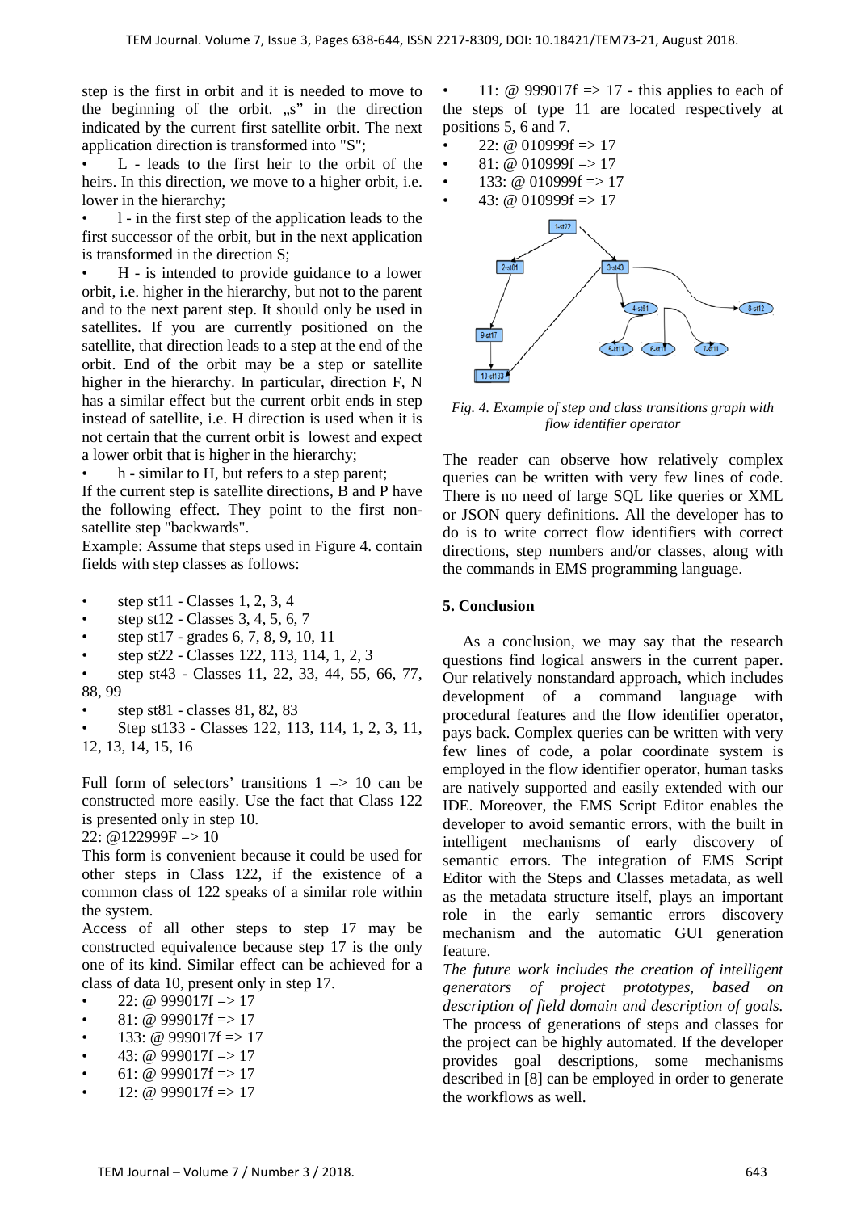step is the first in orbit and it is needed to move to the beginning of the orbit. „s" in the direction indicated by the current first satellite orbit. The next application direction is transformed into "S";

- L - leads to the first heir to the orbit of the heirs. In this direction, we move to a higher orbit, i.e. lower in the hierarchy;
- l - in the first step of the application leads to the first successor of the orbit, but in the next application is transformed in the direction S;
- H - is intended to provide guidance to a lower orbit, i.e. higher in the hierarchy, but not to the parent and to the next parent step. It should only be used in satellites. If you are currently positioned on the satellite, that direction leads to a step at the end of the orbit. End of the orbit may be a step or satellite higher in the hierarchy. In particular, direction F, N has a similar effect but the current orbit ends in step instead of satellite, i.e. H direction is used when it is not certain that the current orbit is lowest and expect a lower orbit that is higher in the hierarchy;
- h - similar to H, but refers to a step parent;

If the current step is satellite directions, B and P have the following effect. They point to the first non-satellite step "backwards".

Example: Assume that steps used in Figure 4. contain fields with step classes as follows:

- step st11 - Classes 1, 2, 3, 4
- step st12 - Classes 3, 4, 5, 6, 7
- step st17 - grades 6, 7, 8, 9, 10, 11
- step st22 - Classes 122, 113, 114, 1, 2, 3
- step st43 - Classes 11, 22, 33, 44, 55, 66, 77, 88, 99
- step st81 - classes 81, 82, 83
- Step st133 - Classes 122, 113, 114, 1, 2, 3, 11, 12, 13, 14, 15, 16

Full form of selectors' transitions 1 => 10 can be constructed more easily. Use the fact that Class 122 is presented only in step 10.

22: @122999F => 10

This form is convenient because it could be used for other steps in Class 122, if the existence of a common class of 122 speaks of a similar role within the system.

Access of all other steps to step 17 may be constructed equivalence because step 17 is the only one of its kind. Similar effect can be achieved for a class of data 10, present only in step 17.

- 22: @ 999017f => 17
- 81: @ 999017f => 17
- 133: @ 999017f => 17
- 43: @ 999017f => 17
- 61: @ 999017f => 17
- 12: @ 999017f => 17
- 11: @ 999017f => 17 - this applies to each of the steps of type 11 are located respectively at positions 5, 6 and 7.
- 22: @ 010999f => 17
- 81: @ 010999f => 17
- 133: @ 010999f => 17
- 43: @ 010999f => 17

*Fig. 4. Example of step and class transitions graph with flow identifier operator*

The reader can observe how relatively complex queries can be written with very few lines of code. There is no need of large SQL like queries or XML or JSON query definitions. All the developer has to do is to write correct flow identifiers with correct directions, step numbers and/or classes, along with the commands in EMS programming language.

## 5. Conclusion

As a conclusion, we may say that the research questions find logical answers in the current paper. Our relatively nonstandard approach, which includes development of a command language with procedural features and the flow identifier operator, pays back. Complex queries can be written with very few lines of code, a polar coordinate system is employed in the flow identifier operator, human tasks are natively supported and easily extended with our IDE. Moreover, the EMS Script Editor enables the developer to avoid semantic errors, with the built in intelligent mechanisms of early discovery of semantic errors. The integration of EMS Script Editor with the Steps and Classes metadata, as well as the metadata structure itself, plays an important role in the early semantic errors discovery mechanism and the automatic GUI generation feature.

*The future work includes the creation of intelligent generators of project prototypes, based on description of field domain and description of goals.* The process of generations of steps and classes for the project can be highly automated. If the developer provides goal descriptions, some mechanisms described in [8] can be employed in order to generate the workflows as well.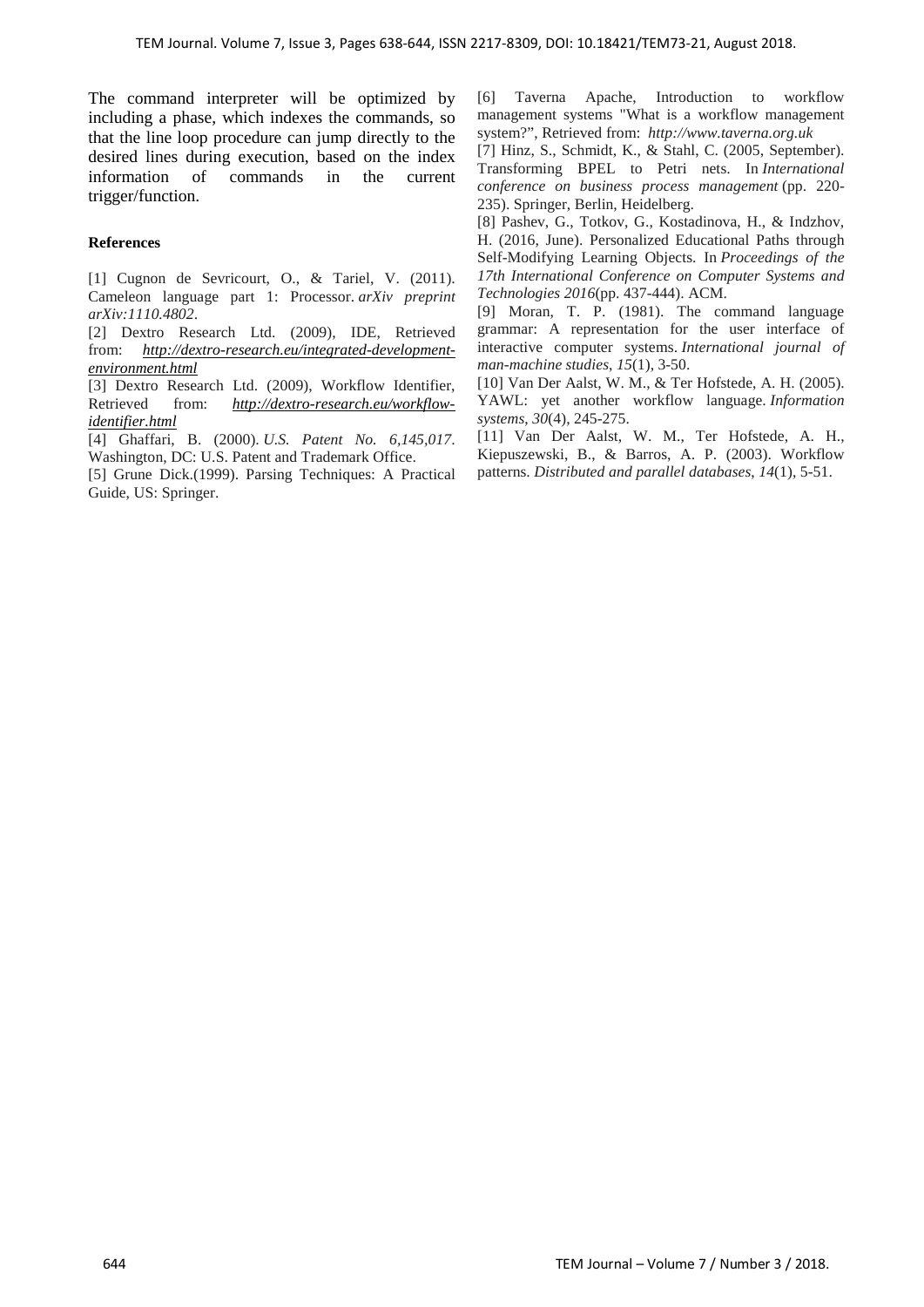The command interpreter will be optimized by including a phase, which indexes the commands, so that the line loop procedure can jump directly to the desired lines during execution, based on the index information of commands in the current trigger/function.

### References

[1] Cugnon de Sevricourt, O., & Tariel, V. (2011). Cameleon language part 1: Processor. *arXiv preprint arXiv:1110.4802*.

[2] Dextro Research Ltd. (2009), IDE, Retrieved from: *http://dextro-research.eu/integrated-development-environment.html*

[3] Dextro Research Ltd. (2009), Workflow Identifier, Retrieved from: *http://dextro-research.eu/workflow-identifier.html*

[4] Ghaffari, B. (2000). *U.S. Patent No. 6,145,017*. Washington, DC: U.S. Patent and Trademark Office.

[5] Grune Dick.(1999). Parsing Techniques: A Practical Guide, US: Springer.

[6] Taverna Apache, Introduction to workflow management systems "What is a workflow management system?", Retrieved from: *http://www.taverna.org.uk*

[7] Hinz, S., Schmidt, K., & Stahl, C. (2005, September). Transforming BPEL to Petri nets. In *International conference on business process management* (pp. 220-235). Springer, Berlin, Heidelberg.

[8] Pashev, G., Totkov, G., Kostadinova, H., & Indzhov, H. (2016, June). Personalized Educational Paths through Self-Modifying Learning Objects. In *Proceedings of the 17th International Conference on Computer Systems and Technologies 2016*(pp. 437-444). ACM.

[9] Moran, T. P. (1981). The command language grammar: A representation for the user interface of interactive computer systems. *International journal of man-machine studies*, *15*(1), 3-50.

[10] Van Der Aalst, W. M., & Ter Hofstede, A. H. (2005). YAWL: yet another workflow language. *Information systems*, *30*(4), 245-275.

[11] Van Der Aalst, W. M., Ter Hofstede, A. H., Kiepuszewski, B., & Barros, A. P. (2003). Workflow patterns. *Distributed and parallel databases*, *14*(1), 5-51.